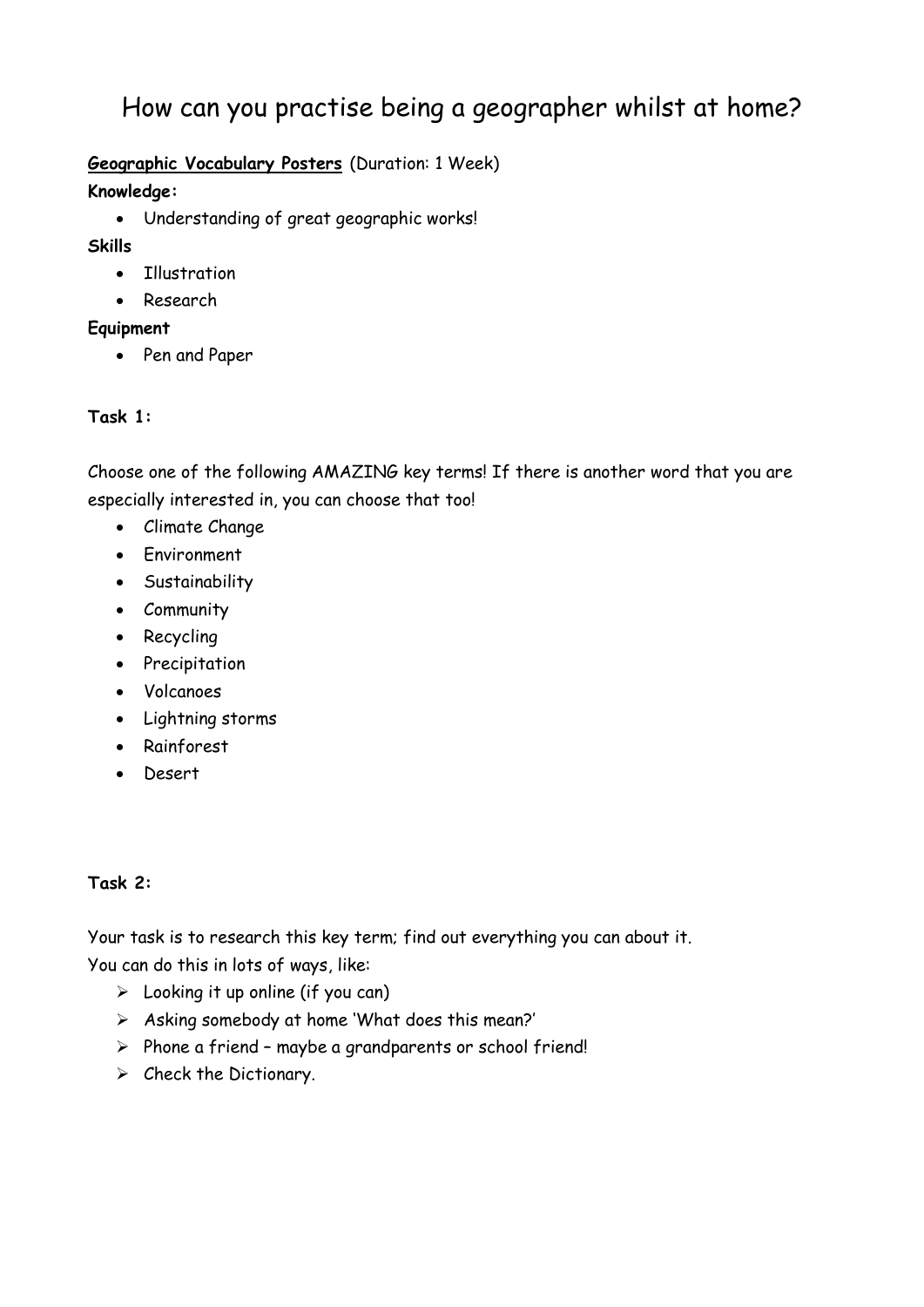# How can you practise being a geographer whilst at home?

**Geographic Vocabulary Posters** (Duration: 1 Week)

**Knowledge:**

- Understanding of great geographic works!

**Skills**

- Illustration
- Research

**Equipment**

- Pen and Paper

**Task 1:**

Choose one of the following AMAZING key terms! If there is another word that you are especially interested in, you can choose that too!

- Climate Change
- Environment
- Sustainability
- Community
- Recycling
- Precipitation
- Volcanoes
- Lightning storms
- Rainforest
- Desert

**Task 2:**

Your task is to research this key term; find out everything you can about it.
You can do this in lots of ways, like:

- Looking it up online (if you can)
- Asking somebody at home 'What does this mean?'
- Phone a friend – maybe a grandparents or school friend!
- Check the Dictionary.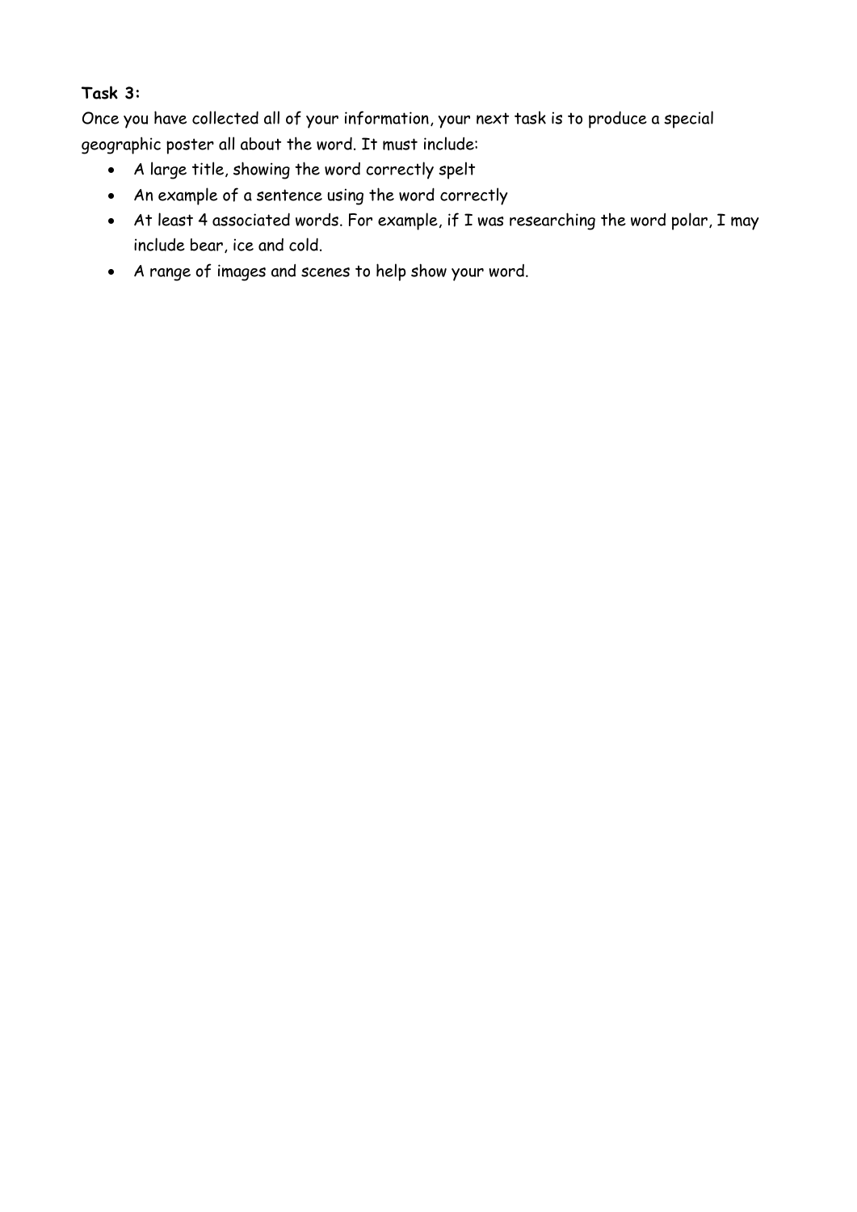**Task 3:**

Once you have collected all of your information, your next task is to produce a special geographic poster all about the word. It must include:

- A large title, showing the word correctly spelt
- An example of a sentence using the word correctly
- At least 4 associated words. For example, if I was researching the word polar, I may include bear, ice and cold.
- A range of images and scenes to help show your word.